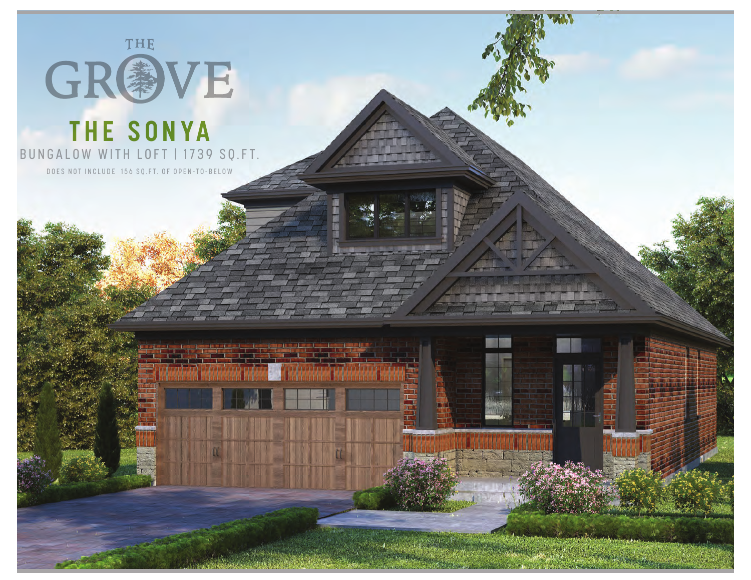# THE GROVE

## THE SONYA

BUNGALOW WITH LOFT | 1739 SQ.FT.

DOES NOT INCLUDE 156 SQ.FT. OF OPEN-TO-BELOW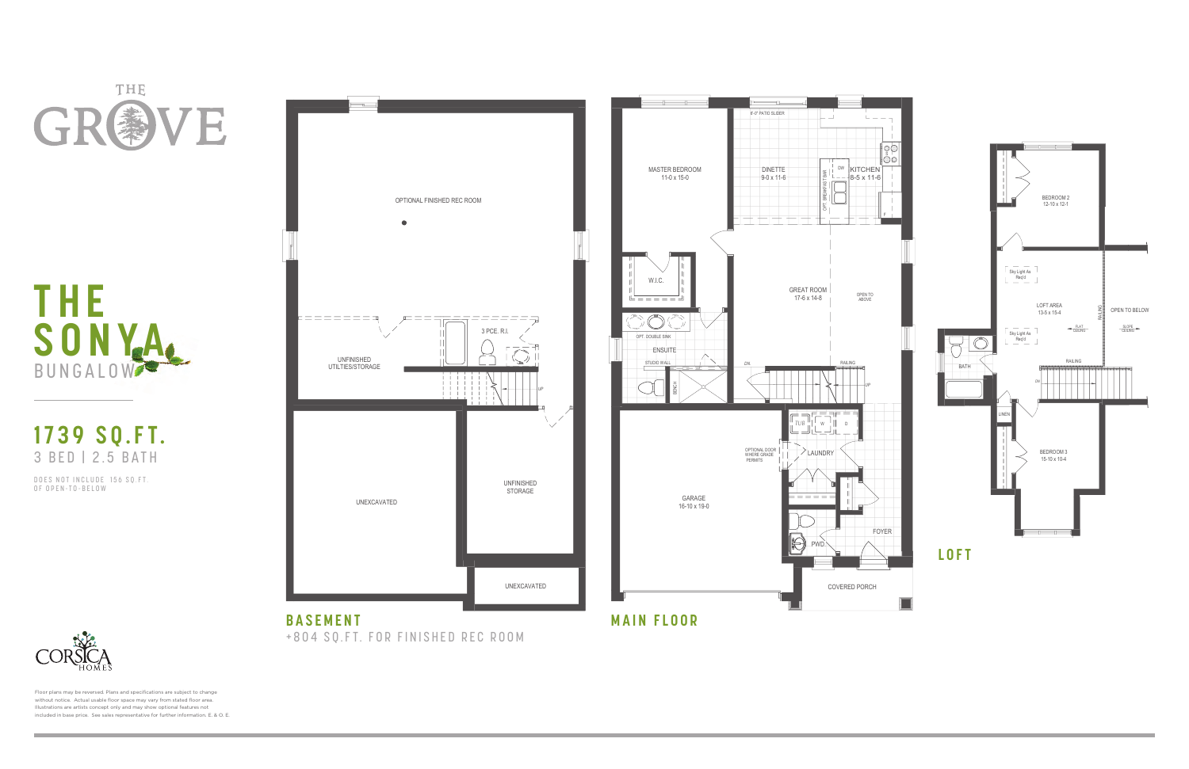THE GROVE

# THE SONYA

BUNGALOW

## 1739 SQ.FT.

3 BED | 2.5 BATH

DOES NOT INCLUDE 156 SQ.FT. OF OPEN-TO-BELOW

OPTIONAL FINISHED REC ROOM

UNFINISHED UTILITIES/STORAGE

3 PCE. R.I.

UP

UNEXCAVATED

UNFINISHED STORAGE

UNEXCAVATED

### BASEMENT

+804 SQ.FT. FOR FINISHED REC ROOM

6'-0" PATIO SLIDER

MASTER BEDROOM 11-0 x 15-0

DINETTE 9-0 x 11-6

OPT. BREAKFAST BAR

DW

KITCHEN 8-5 x 11-6

F

W.I.C.

GREAT ROOM 17-6 x 14-8

OPEN TO ABOVE

OPT. DOUBLE SINK

ENSUITE

STUDIO WALL

BENCH

DN.

RAILING

UP

TUB

W

D

OPTIONAL DOOR WHERE GRADE PERMITS

LAUNDRY

GARAGE 16-10 x 19-0

PWD.

FOYER

COVERED PORCH

### MAIN FLOOR

BEDROOM 2 12-10 x 12-1

Sky Light As Req'd

LOFT AREA 13-5 x 15-4

FLAT CEILING

SLOPE CEILING

RAILING

OPEN TO BELOW

Sky Light As Req'd

BATH

RAILING

DN

LINEN

BEDROOM 3 15-10 x 10-4

### LOFT

CORSICA HOMES

Floor plans may be reversed. Plans and specifications are subject to change without notice. Actual usable floor space may vary from stated floor area. Illustrations are artists concept only and may show optional features not included in base price. See sales representative for further information. E. & O. E.